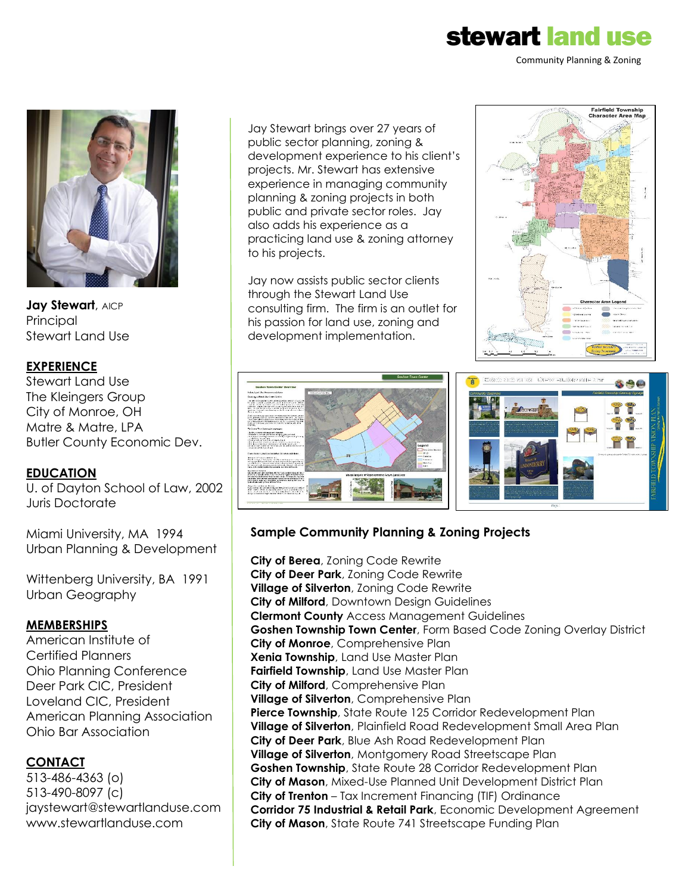# stewart land use

Community Planning & Zoning

**Jay Stewart**, AICP
Principal
Stewart Land Use

## EXPERIENCE

Stewart Land Use
The Kleingers Group
City of Monroe, OH
Matre & Matre, LPA
Butler County Economic Dev.

## EDUCATION

U. of Dayton School of Law, 2002
Juris Doctorate

Miami University, MA 1994
Urban Planning & Development

Wittenberg University, BA 1991
Urban Geography

## MEMBERSHIPS

American Institute of Certified Planners
Ohio Planning Conference
Deer Park CIC, President
Loveland CIC, President
American Planning Association
Ohio Bar Association

## CONTACT

513-486-4363 (o)
513-490-8097 (c)
jaystewart@stewartlanduse.com
www.stewartlanduse.com

Jay Stewart brings over 27 years of public sector planning, zoning & development experience to his client's projects. Mr. Stewart has extensive experience in managing community planning & zoning projects in both public and private sector roles. Jay also adds his experience as a practicing land use & zoning attorney to his projects.

Jay now assists public sector clients through the Stewart Land Use consulting firm. The firm is an outlet for his passion for land use, zoning and development implementation.

## Sample Community Planning & Zoning Projects

**City of Berea**, Zoning Code Rewrite
**City of Deer Park**, Zoning Code Rewrite
**Village of Silverton**, Zoning Code Rewrite
**City of Milford**, Downtown Design Guidelines
**Clermont County** Access Management Guidelines
**Goshen Township Town Center**, Form Based Code Zoning Overlay District
**City of Monroe**, Comprehensive Plan
**Xenia Township**, Land Use Master Plan
**Fairfield Township**, Land Use Master Plan
**City of Milford**, Comprehensive Plan
**Village of Silverton**, Comprehensive Plan
**Pierce Township**, State Route 125 Corridor Redevelopment Plan
**Village of Silverton**, Plainfield Road Redevelopment Small Area Plan
**City of Deer Park**, Blue Ash Road Redevelopment Plan
**Village of Silverton**, Montgomery Road Streetscape Plan
**Goshen Township**, State Route 28 Corridor Redevelopment Plan
**City of Mason**, Mixed-Use Planned Unit Development District Plan
**City of Trenton** – Tax Increment Financing (TIF) Ordinance
**Corridor 75 Industrial & Retail Park**, Economic Development Agreement
**City of Mason**, State Route 741 Streetscape Funding Plan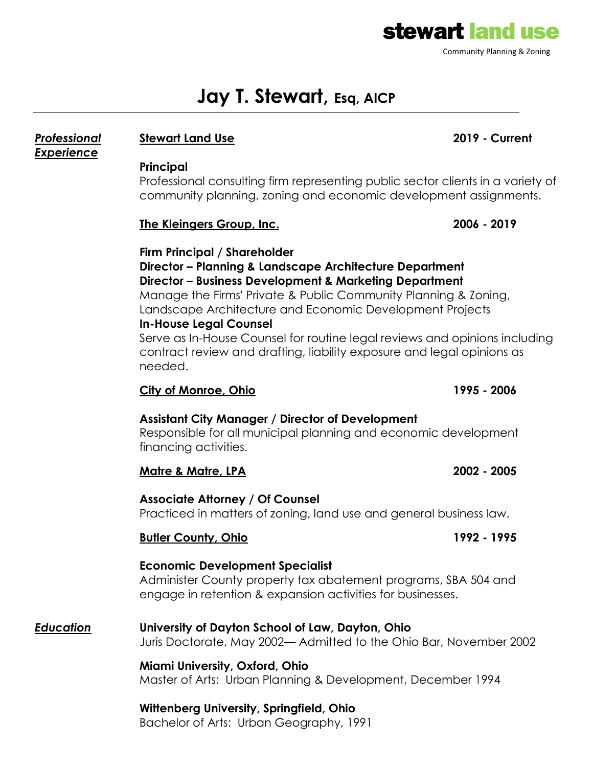**stewart land use**

Community Planning & Zoning

# Jay T. Stewart, Esq, AICP

## *Professional Experience*

**Stewart Land Use** — **2019 - Current**

**Principal**
Professional consulting firm representing public sector clients in a variety of community planning, zoning and economic development assignments.

**The Kleingers Group, Inc.** — **2006 - 2019**

**Firm Principal / Shareholder**
**Director – Planning & Landscape Architecture Department**
**Director – Business Development & Marketing Department**
Manage the Firms' Private & Public Community Planning & Zoning, Landscape Architecture and Economic Development Projects
**In-House Legal Counsel**
Serve as In-House Counsel for routine legal reviews and opinions including contract review and drafting, liability exposure and legal opinions as needed.

**City of Monroe, Ohio** — **1995 - 2006**

**Assistant City Manager / Director of Development**
Responsible for all municipal planning and economic development financing activities.

**Matre & Matre, LPA** — **2002 - 2005**

**Associate Attorney / Of Counsel**
Practiced in matters of zoning, land use and general business law.

**Butler County, Ohio** — **1992 - 1995**

**Economic Development Specialist**
Administer County property tax abatement programs, SBA 504 and engage in retention & expansion activities for businesses.

## *Education*

**University of Dayton School of Law, Dayton, Ohio**
Juris Doctorate, May 2002— Admitted to the Ohio Bar, November 2002

**Miami University, Oxford, Ohio**
Master of Arts: Urban Planning & Development, December 1994

**Wittenberg University, Springfield, Ohio**
Bachelor of Arts: Urban Geography, 1991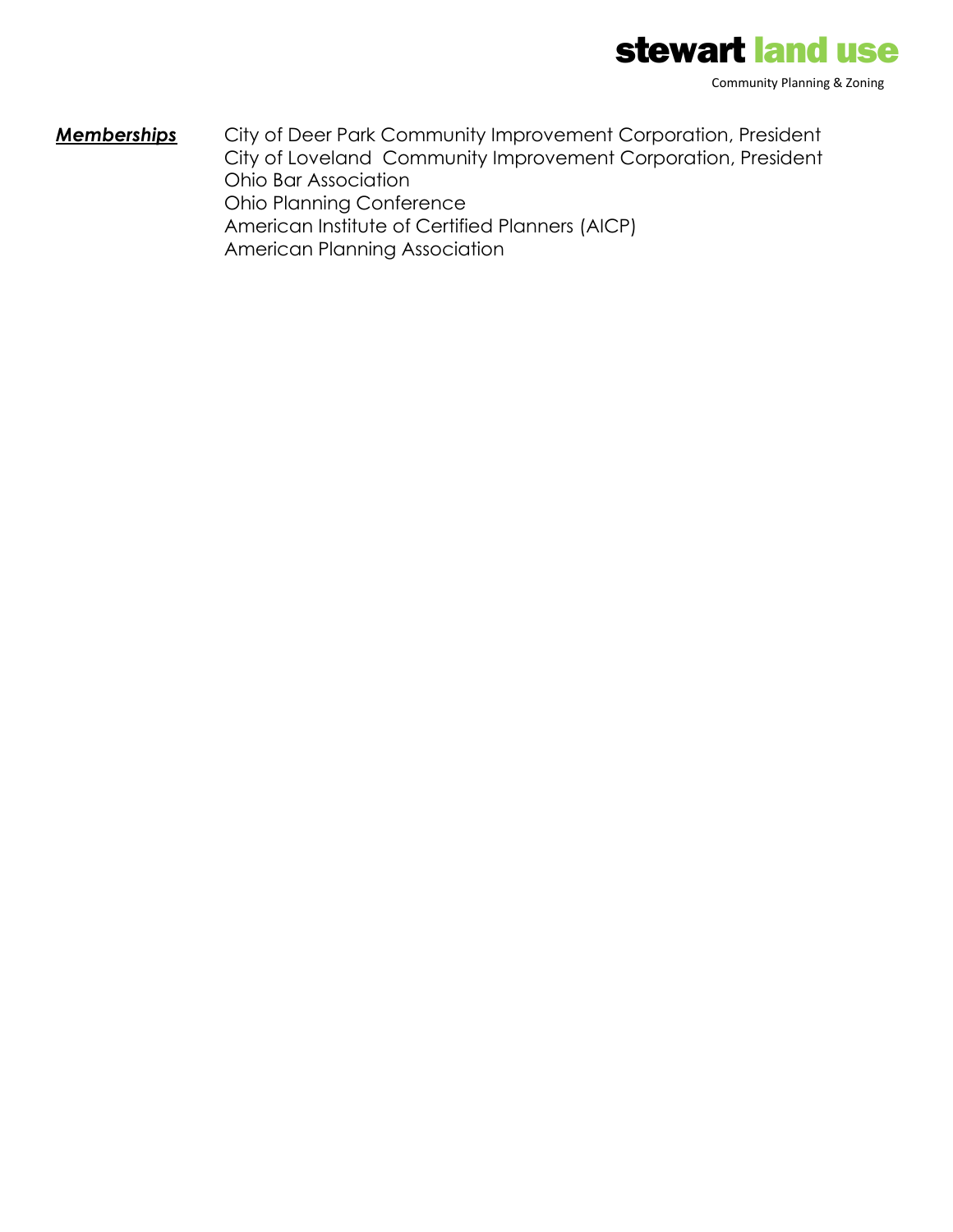***Memberships***

City of Deer Park Community Improvement Corporation, President
City of Loveland Community Improvement Corporation, President
Ohio Bar Association
Ohio Planning Conference
American Institute of Certified Planners (AICP)
American Planning Association